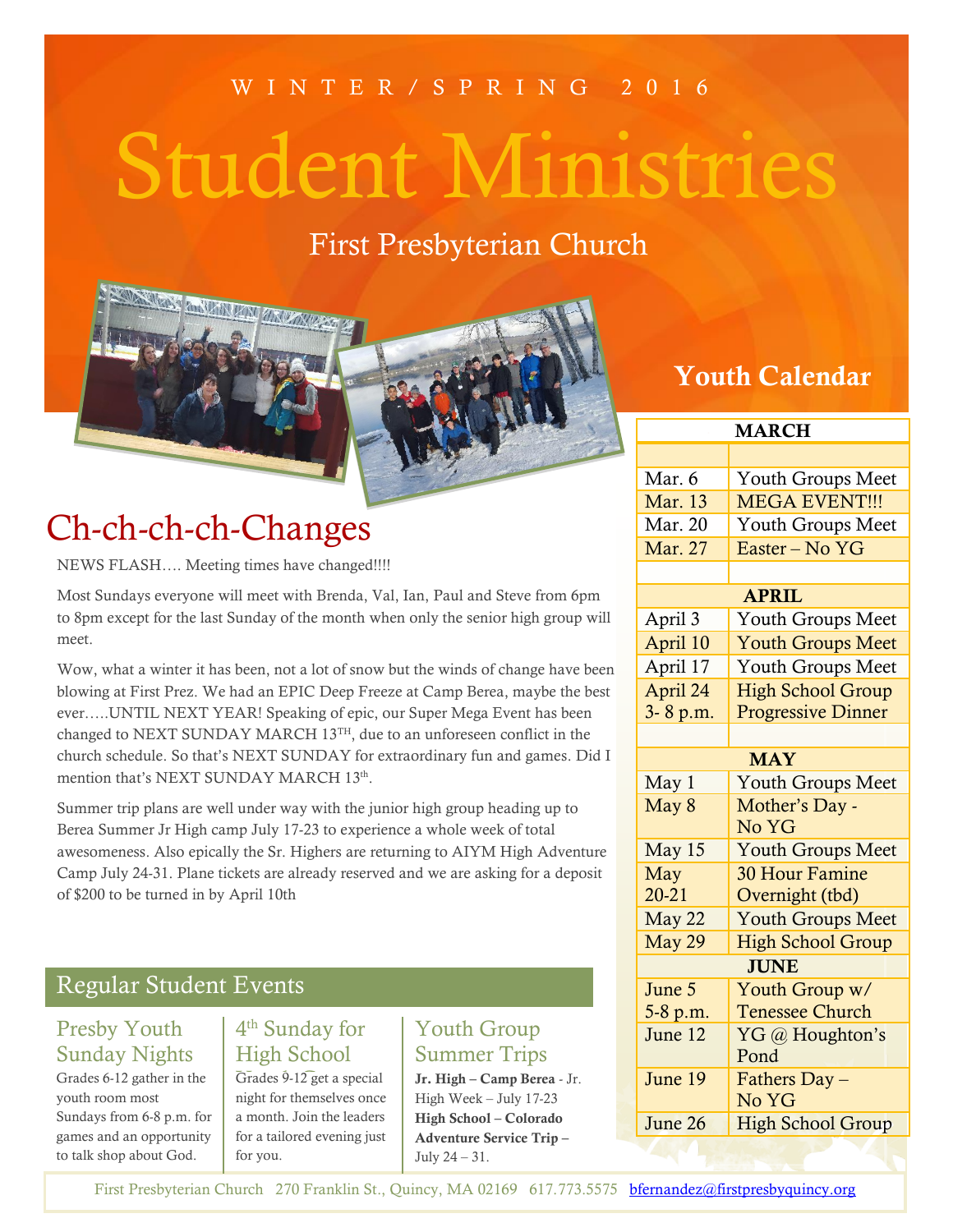W I N T E R / S P R I N G 2 0 1 6

# Student Ministries

First Presbyterian Church

## Ch-ch-ch-ch-Changes

NEWS FLASH…. Meeting times have changed!!!!

Most Sundays everyone will meet with Brenda, Val, Ian, Paul and Steve from 6pm to 8pm except for the last Sunday of the month when only the senior high group will meet.

Wow, what a winter it has been, not a lot of snow but the winds of change have been blowing at First Prez. We had an EPIC Deep Freeze at Camp Berea, maybe the best ever…..UNTIL NEXT YEAR! Speaking of epic, our Super Mega Event has been changed to NEXT SUNDAY MARCH 13TH, due to an unforeseen conflict in the church schedule. So that's NEXT SUNDAY for extraordinary fun and games. Did I mention that's NEXT SUNDAY MARCH 13th.

Summer trip plans are well under way with the junior high group heading up to Berea Summer Jr High camp July 17-23 to experience a whole week of total awesomeness. Also epically the Sr. Highers are returning to AIYM High Adventure Camp July 24-31. Plane tickets are already reserved and we are asking for a deposit of $200 to be turned in by April 10th

## Regular Student Events

### Presby Youth Sunday Nights

Grades 6-12 gather in the youth room most Sundays from 6-8 p.m. for games and an opportunity to talk shop about God.

### 4th Sunday for High School

Grades 9-12 get a special night for themselves once a month. Join the leaders for a tailored evening just for you.

### Youth Group Summer Trips

**Jr. High – Camp Berea** - Jr. High Week – July 17-23
**High School – Colorado Adventure Service Trip –** July 24 – 31.

## Youth Calendar

| MARCH | |
|---|---|
| Mar. 6 | Youth Groups Meet |
| Mar. 13 | MEGA EVENT!!! |
| Mar. 20 | Youth Groups Meet |
| Mar. 27 | Easter – No YG |
| **APRIL** | |
| April 3 | Youth Groups Meet |
| April 10 | Youth Groups Meet |
| April 17 | Youth Groups Meet |
| April 24 3- 8 p.m. | High School Group Progressive Dinner |
| **MAY** | |
| May 1 | Youth Groups Meet |
| May 8 | Mother's Day - No YG |
| May 15 | Youth Groups Meet |
| May 20-21 | 30 Hour Famine Overnight (tbd) |
| May 22 | Youth Groups Meet |
| May 29 | High School Group |
| **JUNE** | |
| June 5 5-8 p.m. | Youth Group w/ Tenessee Church |
| June 12 | YG @ Houghton's Pond |
| June 19 | Fathers Day – No YG |
| June 26 | High School Group |

First Presbyterian Church 270 Franklin St., Quincy, MA 02169 617.773.5575 bfernandez@firstpresbyquincy.org